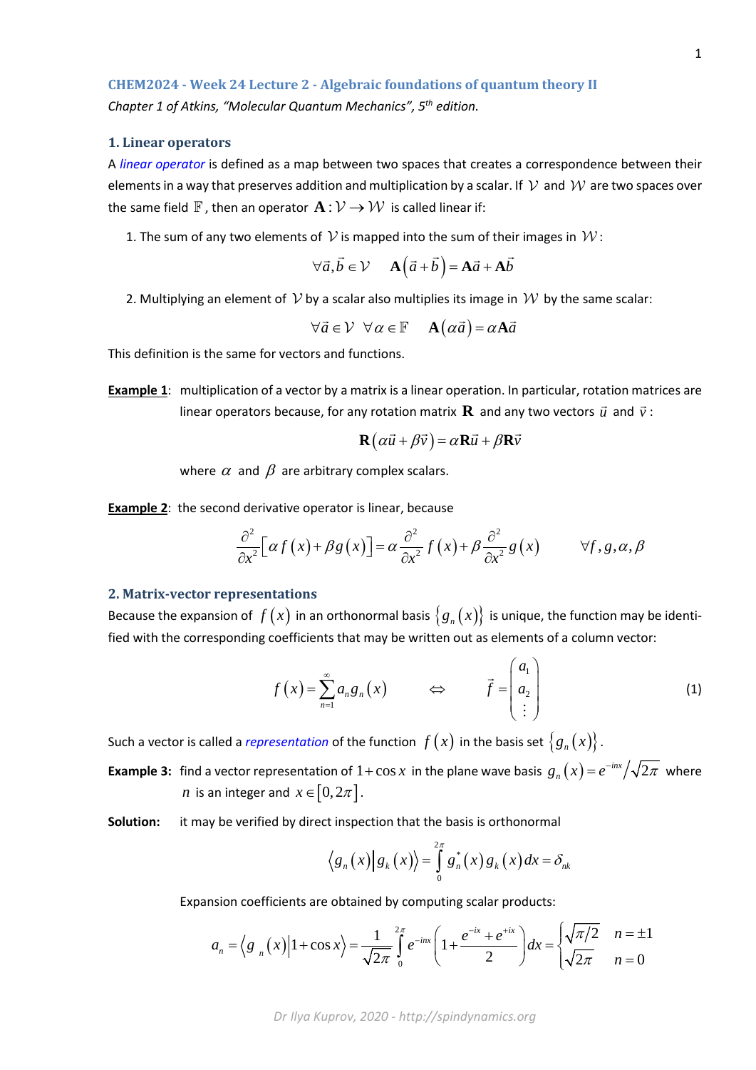## CHEM2024 - Week 24 Lecture 2 - Algebraic foundations of quantum theory II

*Chapter 1 of Atkins, "Molecular Quantum Mechanics", 5th edition.*

### 1. Linear operators

A *linear operator* is defined as a map between two spaces that creates a correspondence between their elements in a way that preserves addition and multiplication by a scalar. If $\mathcal{V}$ and $\mathcal{W}$ are two spaces over the same field $\mathbb{F}$, then an operator $\mathbf{A}:\mathcal{V}\to\mathcal{W}$ is called linear if:

1. The sum of any two elements of $\mathcal{V}$ is mapped into the sum of their images in $\mathcal{W}$:

$$\forall \vec{a},\vec{b}\in\mathcal{V} \qquad \mathbf{A}\left(\vec{a}+\vec{b}\right)=\mathbf{A}\vec{a}+\mathbf{A}\vec{b}$$

2. Multiplying an element of $\mathcal{V}$ by a scalar also multiplies its image in $\mathcal{W}$ by the same scalar:

$$\forall \vec{a}\in\mathcal{V}\ \ \forall \alpha\in\mathbb{F} \qquad \mathbf{A}\left(\alpha\vec{a}\right)=\alpha\mathbf{A}\vec{a}$$

This definition is the same for vectors and functions.

**Example 1**: multiplication of a vector by a matrix is a linear operation. In particular, rotation matrices are linear operators because, for any rotation matrix $\mathbf{R}$ and any two vectors $\vec{u}$ and $\vec{v}$:

$$\mathbf{R}\left(\alpha\vec{u}+\beta\vec{v}\right)=\alpha\mathbf{R}\vec{u}+\beta\mathbf{R}\vec{v}$$

where $\alpha$ and $\beta$ are arbitrary complex scalars.

**Example 2**: the second derivative operator is linear, because

$$\frac{\partial^2}{\partial x^2}\left[\alpha f\left(x\right)+\beta g\left(x\right)\right]=\alpha\frac{\partial^2}{\partial x^2}f\left(x\right)+\beta\frac{\partial^2}{\partial x^2}g\left(x\right) \qquad \forall f,g,\alpha,\beta$$

### 2. Matrix-vector representations

Because the expansion of $f\left(x\right)$ in an orthonormal basis $\left\{g_n\left(x\right)\right\}$ is unique, the function may be identified with the corresponding coefficients that may be written out as elements of a column vector:

$$f\left(x\right)=\sum_{n=1}^{\infty}a_n g_n\left(x\right) \qquad \Leftrightarrow \qquad \vec{f}=\begin{pmatrix}a_1\\ a_2\\ \vdots\end{pmatrix} \tag{1}$$

Such a vector is called a *representation* of the function $f\left(x\right)$ in the basis set $\left\{g_n\left(x\right)\right\}$.

**Example 3:** find a vector representation of $1+\cos x$ in the plane wave basis $g_n\left(x\right)=e^{-inx}/\sqrt{2\pi}$ where $n$ is an integer and $x\in\left[0,2\pi\right]$.

**Solution:** it may be verified by direct inspection that the basis is orthonormal

$$\left\langle g_n\left(x\right)\middle| g_k\left(x\right)\right\rangle=\int_0^{2\pi}g_n^*\left(x\right)g_k\left(x\right)dx=\delta_{nk}$$

Expansion coefficients are obtained by computing scalar products:

$$a_n=\left\langle g_n\left(x\right)\middle|1+\cos x\right\rangle=\frac{1}{\sqrt{2\pi}}\int_0^{2\pi}e^{-inx}\left(1+\frac{e^{-ix}+e^{+ix}}{2}\right)dx=\begin{cases}\sqrt{\pi/2} & n=\pm1\\ \sqrt{2\pi} & n=0\end{cases}$$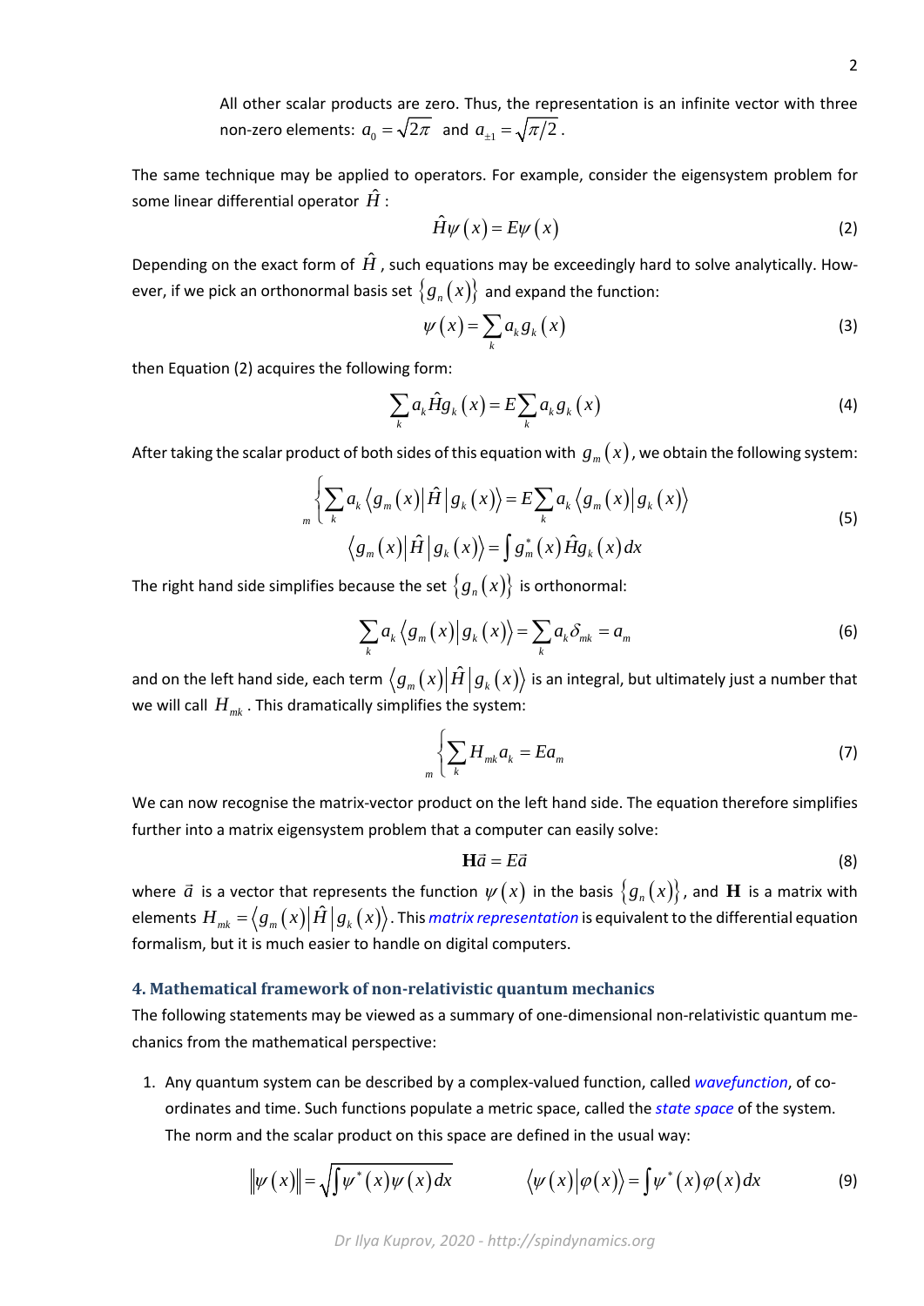All other scalar products are zero. Thus, the representation is an infinite vector with three non-zero elements: $a_0 = \sqrt{2\pi}$ and $a_{\pm 1} = \sqrt{\pi/2}$.

The same technique may be applied to operators. For example, consider the eigensystem problem for some linear differential operator $\hat{H}$:

$$\hat{H}\psi(x) = E\psi(x) \tag{2}$$

Depending on the exact form of $\hat{H}$, such equations may be exceedingly hard to solve analytically. However, if we pick an orthonormal basis set $\{g_n(x)\}$ and expand the function:

$$\psi(x) = \sum_k a_k g_k(x) \tag{3}$$

then Equation (2) acquires the following form:

$$\sum_k a_k \hat{H} g_k(x) = E \sum_k a_k g_k(x) \tag{4}$$

After taking the scalar product of both sides of this equation with $g_m(x)$, we obtain the following system:

$$\left\{ \sum_k a_k \left\langle g_m(x) \middle| \hat{H} \middle| g_k(x) \right\rangle = E \sum_k a_k \left\langle g_m(x) \middle| g_k(x) \right\rangle \right._m \qquad \left\langle g_m(x) \middle| \hat{H} \middle| g_k(x) \right\rangle = \int g_m^*(x) \hat{H} g_k(x)\, dx \tag{5}$$

The right hand side simplifies because the set $\{g_n(x)\}$ is orthonormal:

$$\sum_k a_k \left\langle g_m(x) \middle| g_k(x) \right\rangle = \sum_k a_k \delta_{mk} = a_m \tag{6}$$

and on the left hand side, each term $\left\langle g_m(x) \middle| \hat{H} \middle| g_k(x) \right\rangle$ is an integral, but ultimately just a number that we will call $H_{mk}$. This dramatically simplifies the system:

$$\left\{ \sum_k H_{mk} a_k = E a_m \right._m \tag{7}$$

We can now recognise the matrix-vector product on the left hand side. The equation therefore simplifies further into a matrix eigensystem problem that a computer can easily solve:

$$\mathbf{H}\vec{a} = E\vec{a} \tag{8}$$

where $\vec{a}$ is a vector that represents the function $\psi(x)$ in the basis $\{g_n(x)\}$, and $\mathbf{H}$ is a matrix with elements $H_{mk} = \left\langle g_m(x) \middle| \hat{H} \middle| g_k(x) \right\rangle$. This *matrix representation* is equivalent to the differential equation formalism, but it is much easier to handle on digital computers.

### 4. Mathematical framework of non-relativistic quantum mechanics

The following statements may be viewed as a summary of one-dimensional non-relativistic quantum mechanics from the mathematical perspective:

1. Any quantum system can be described by a complex-valued function, called *wavefunction*, of coordinates and time. Such functions populate a metric space, called the *state space* of the system. The norm and the scalar product on this space are defined in the usual way:

$$\left\| \psi(x) \right\| = \sqrt{\int \psi^*(x) \psi(x)\, dx} \qquad \left\langle \psi(x) \middle| \varphi(x) \right\rangle = \int \psi^*(x) \varphi(x)\, dx \tag{9}$$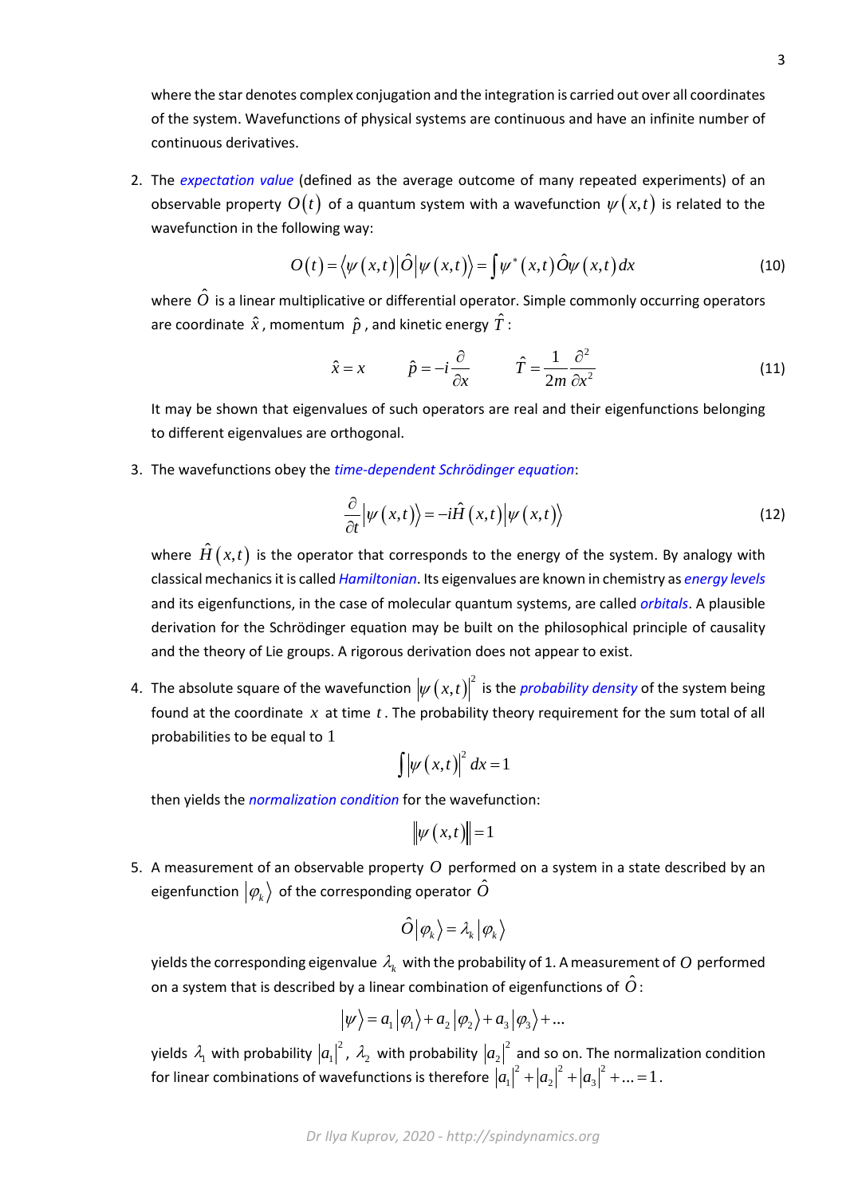where the star denotes complex conjugation and the integration is carried out over all coordinates of the system. Wavefunctions of physical systems are continuous and have an infinite number of continuous derivatives.

2. The *expectation value* (defined as the average outcome of many repeated experiments) of an observable property $O(t)$ of a quantum system with a wavefunction $\psi(x,t)$ is related to the wavefunction in the following way:

$$O(t) = \langle \psi(x,t) | \hat{O} | \psi(x,t) \rangle = \int \psi^*(x,t) \hat{O} \psi(x,t) \, dx \tag{10}$$

   where $\hat{O}$ is a linear multiplicative or differential operator. Simple commonly occurring operators are coordinate $\hat{x}$, momentum $\hat{p}$, and kinetic energy $\hat{T}$:

$$\hat{x} = x \qquad \hat{p} = -i\frac{\partial}{\partial x} \qquad \hat{T} = \frac{1}{2m}\frac{\partial^2}{\partial x^2} \tag{11}$$

   It may be shown that eigenvalues of such operators are real and their eigenfunctions belonging to different eigenvalues are orthogonal.

3. The wavefunctions obey the *time-dependent Schrödinger equation*:

$$\frac{\partial}{\partial t} |\psi(x,t)\rangle = -i\hat{H}(x,t) |\psi(x,t)\rangle \tag{12}$$

   where $\hat{H}(x,t)$ is the operator that corresponds to the energy of the system. By analogy with classical mechanics it is called *Hamiltonian*. Its eigenvalues are known in chemistry as *energy levels* and its eigenfunctions, in the case of molecular quantum systems, are called *orbitals*. A plausible derivation for the Schrödinger equation may be built on the philosophical principle of causality and the theory of Lie groups. A rigorous derivation does not appear to exist.

4. The absolute square of the wavefunction $|\psi(x,t)|^2$ is the *probability density* of the system being found at the coordinate $x$ at time $t$. The probability theory requirement for the sum total of all probabilities to be equal to $1$

$$\int |\psi(x,t)|^2 \, dx = 1$$

   then yields the *normalization condition* for the wavefunction:

$$\|\psi(x,t)\| = 1$$

5. A measurement of an observable property $O$ performed on a system in a state described by an eigenfunction $|\varphi_k\rangle$ of the corresponding operator $\hat{O}$

$$\hat{O}|\varphi_k\rangle = \lambda_k |\varphi_k\rangle$$

   yields the corresponding eigenvalue $\lambda_k$ with the probability of 1. A measurement of $O$ performed on a system that is described by a linear combination of eigenfunctions of $\hat{O}$:

$$|\psi\rangle = a_1|\varphi_1\rangle + a_2|\varphi_2\rangle + a_3|\varphi_3\rangle + \ldots$$

   yields $\lambda_1$ with probability $|a_1|^2$, $\lambda_2$ with probability $|a_2|^2$ and so on. The normalization condition for linear combinations of wavefunctions is therefore $|a_1|^2 + |a_2|^2 + |a_3|^2 + \ldots = 1$.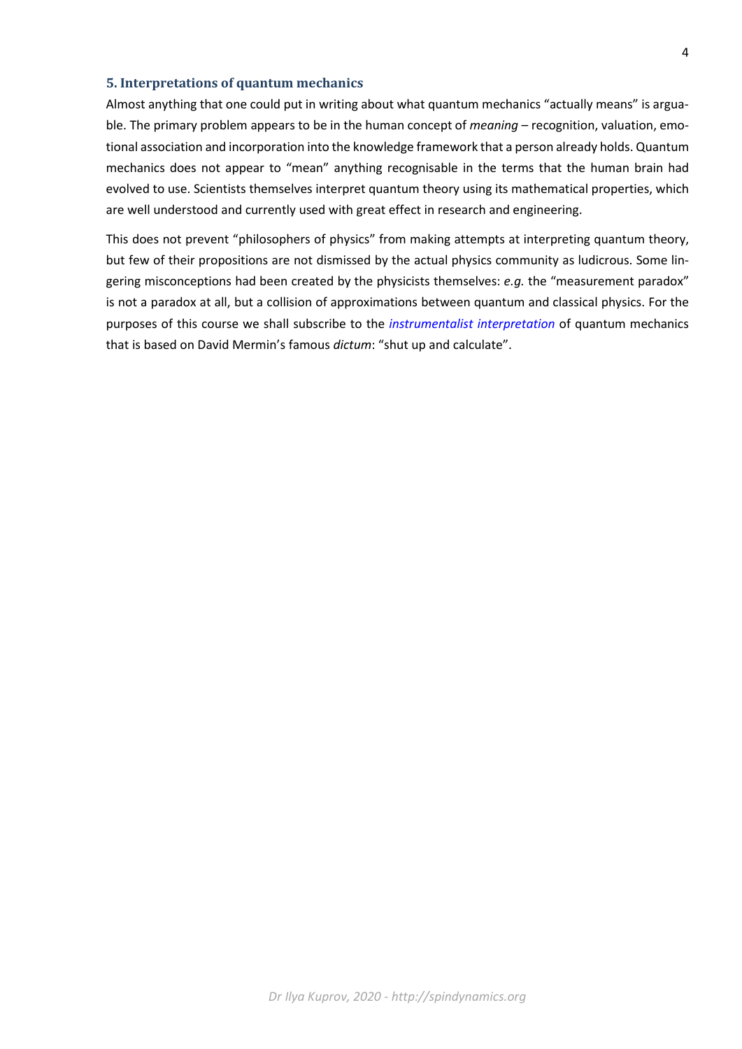### 5. Interpretations of quantum mechanics

Almost anything that one could put in writing about what quantum mechanics "actually means" is arguable. The primary problem appears to be in the human concept of *meaning* – recognition, valuation, emotional association and incorporation into the knowledge framework that a person already holds. Quantum mechanics does not appear to "mean" anything recognisable in the terms that the human brain had evolved to use. Scientists themselves interpret quantum theory using its mathematical properties, which are well understood and currently used with great effect in research and engineering.

This does not prevent "philosophers of physics" from making attempts at interpreting quantum theory, but few of their propositions are not dismissed by the actual physics community as ludicrous. Some lingering misconceptions had been created by the physicists themselves: *e.g.* the "measurement paradox" is not a paradox at all, but a collision of approximations between quantum and classical physics. For the purposes of this course we shall subscribe to the *instrumentalist interpretation* of quantum mechanics that is based on David Mermin's famous *dictum*: "shut up and calculate".